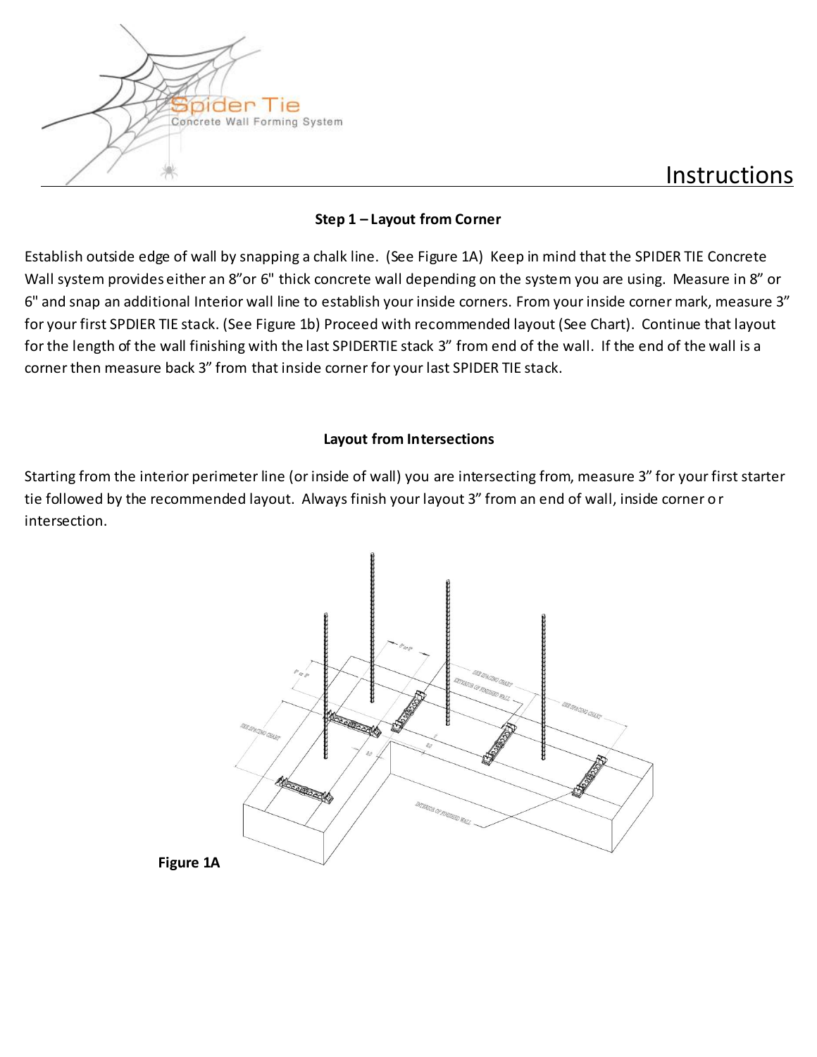Spider Tie

Concrete Wall Forming System

# Instructions

### Step 1 – Layout from Corner

Establish outside edge of wall by snapping a chalk line. (See Figure 1A) Keep in mind that the SPIDER TIE Concrete Wall system provides either an 8"or 6" thick concrete wall depending on the system you are using. Measure in 8" or 6" and snap an additional Interior wall line to establish your inside corners. From your inside corner mark, measure 3" for your first SPDIER TIE stack. (See Figure 1b) Proceed with recommended layout (See Chart). Continue that layout for the length of the wall finishing with the last SPIDERTIE stack 3" from end of the wall. If the end of the wall is a corner then measure back 3" from that inside corner for your last SPIDER TIE stack.

### Layout from Intersections

Starting from the interior perimeter line (or inside of wall) you are intersecting from, measure 3" for your first starter tie followed by the recommended layout. Always finish your layout 3" from an end of wall, inside corner or intersection.

**Figure 1A**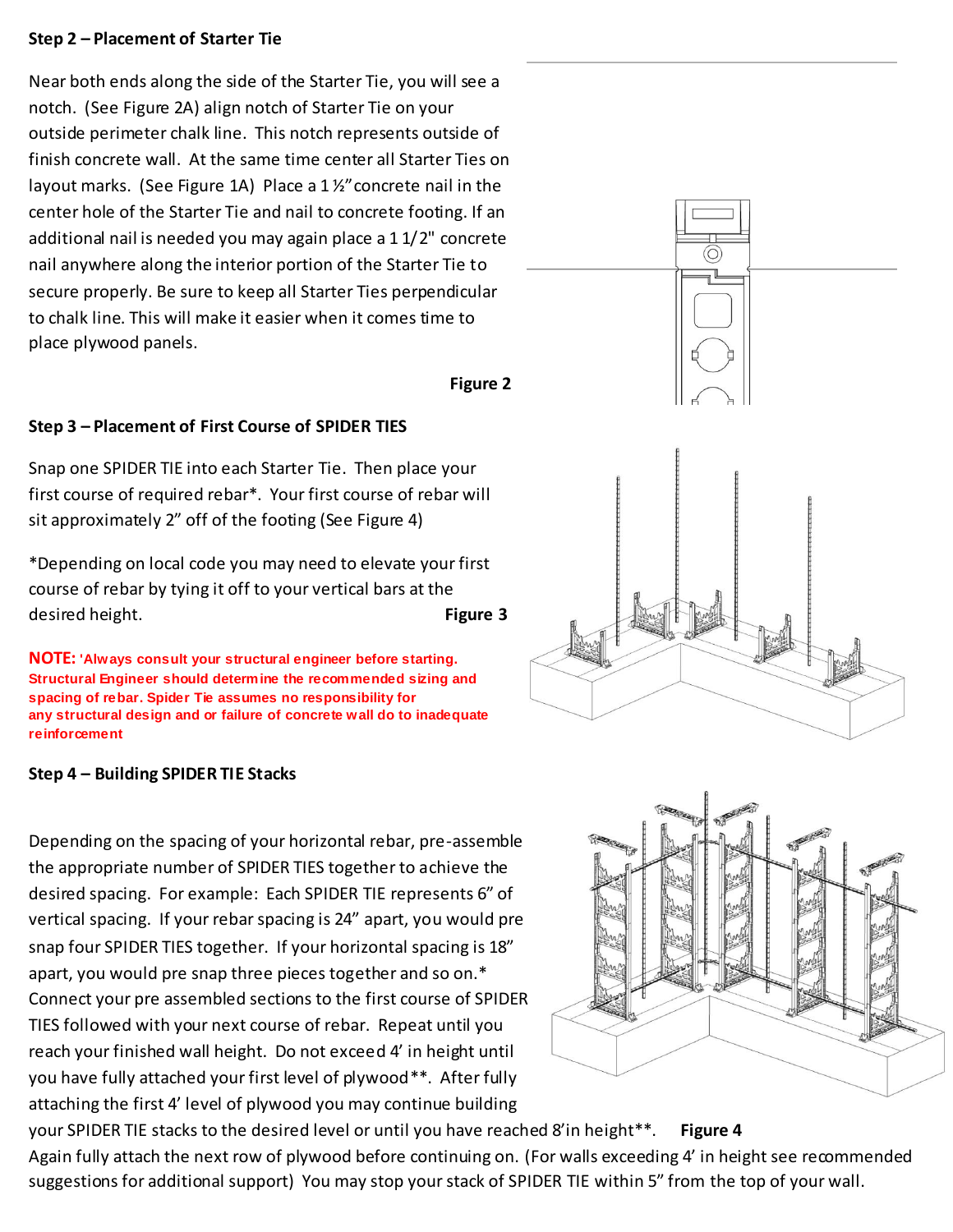### Step 2 – Placement of Starter Tie

Near both ends along the side of the Starter Tie, you will see a notch. (See Figure 2A) align notch of Starter Tie on your outside perimeter chalk line. This notch represents outside of finish concrete wall. At the same time center all Starter Ties on layout marks. (See Figure 1A) Place a 1 ½" concrete nail in the center hole of the Starter Tie and nail to concrete footing. If an additional nail is needed you may again place a 1 1/2" concrete nail anywhere along the interior portion of the Starter Tie to secure properly. Be sure to keep all Starter Ties perpendicular to chalk line. This will make it easier when it comes time to place plywood panels.

**Figure 2**

### Step 3 – Placement of First Course of SPIDER TIES

Snap one SPIDER TIE into each Starter Tie. Then place your first course of required rebar*. Your first course of rebar will sit approximately 2" off of the footing (See Figure 4)

*Depending on local code you may need to elevate your first course of rebar by tying it off to your vertical bars at the desired height.

**Figure 3**

**NOTE: 'Always consult your structural engineer before starting. Structural Engineer should determine the recommended sizing and spacing of rebar. Spider Tie assumes no responsibility for any structural design and or failure of concrete wall do to inadequate reinforcement**

### Step 4 – Building SPIDER TIE Stacks

Depending on the spacing of your horizontal rebar, pre-assemble the appropriate number of SPIDER TIES together to achieve the desired spacing. For example: Each SPIDER TIE represents 6" of vertical spacing. If your rebar spacing is 24" apart, you would pre snap four SPIDER TIES together. If your horizontal spacing is 18" apart, you would pre snap three pieces together and so on.* Connect your pre assembled sections to the first course of SPIDER TIES followed with your next course of rebar. Repeat until you reach your finished wall height. Do not exceed 4' in height until you have fully attached your first level of plywood**. After fully attaching the first 4' level of plywood you may continue building your SPIDER TIE stacks to the desired level or until you have reached 8' in height**.

**Figure 4**

Again fully attach the next row of plywood before continuing on. (For walls exceeding 4' in height see recommended suggestions for additional support) You may stop your stack of SPIDER TIE within 5" from the top of your wall.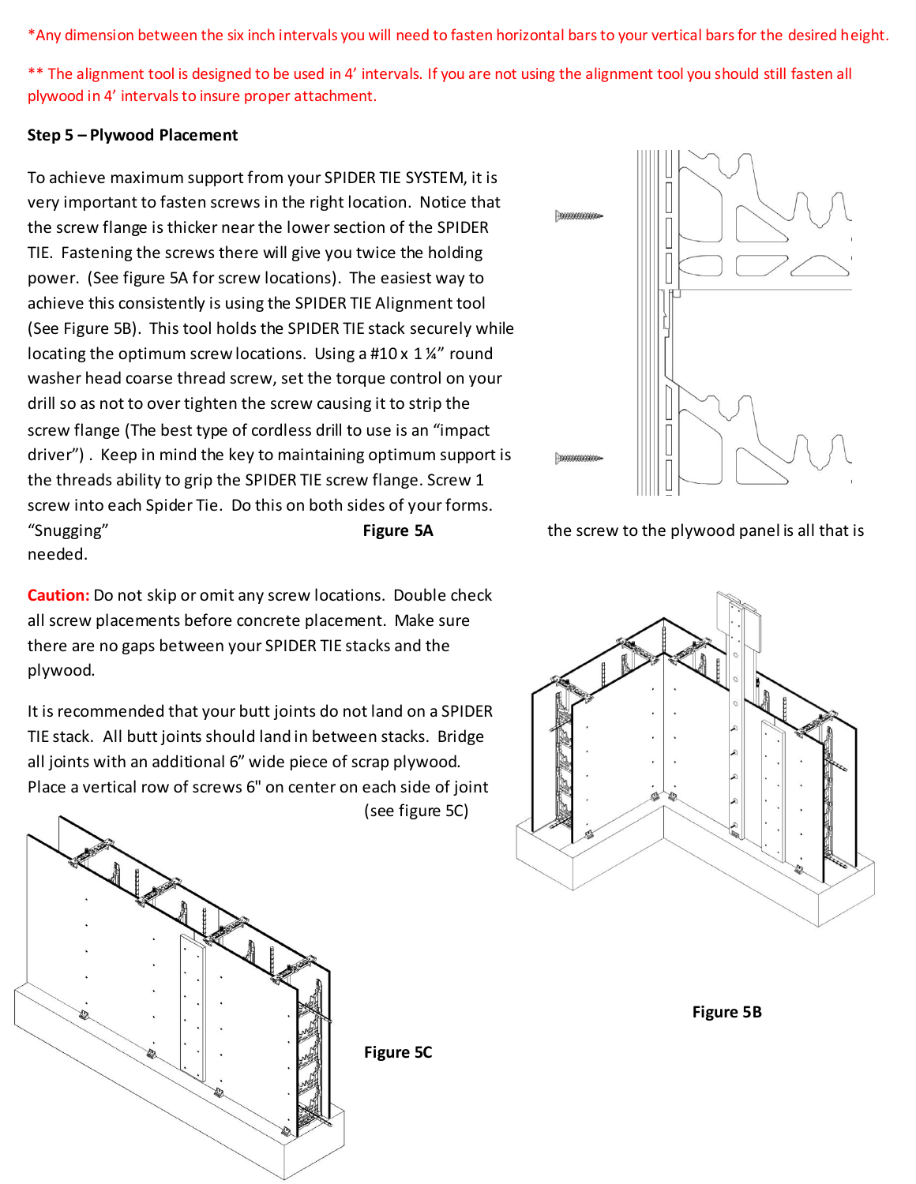*Any dimension between the six inch intervals you will need to fasten horizontal bars to your vertical bars for the desired height.

** The alignment tool is designed to be used in 4' intervals. If you are not using the alignment tool you should still fasten all plywood in 4' intervals to insure proper attachment.

**Step 5 – Plywood Placement**

To achieve maximum support from your SPIDER TIE SYSTEM, it is very important to fasten screws in the right location. Notice that the screw flange is thicker near the lower section of the SPIDER TIE. Fastening the screws there will give you twice the holding power. (See figure 5A for screw locations). The easiest way to achieve this consistently is using the SPIDER TIE Alignment tool (See Figure 5B). This tool holds the SPIDER TIE stack securely while locating the optimum screw locations. Using a #10 x 1 ¼" round washer head coarse thread screw, set the torque control on your drill so as not to over tighten the screw causing it to strip the screw flange (The best type of cordless drill to use is an "impact driver"). Keep in mind the key to maintaining optimum support is the threads ability to grip the SPIDER TIE screw flange. Screw 1 screw into each Spider Tie. Do this on both sides of your forms. "Snugging" the screw to the plywood panel is all that is needed.

**Figure 5A**

**Caution:** Do not skip or omit any screw locations. Double check all screw placements before concrete placement. Make sure there are no gaps between your SPIDER TIE stacks and the plywood.

It is recommended that your butt joints do not land on a SPIDER TIE stack. All butt joints should land in between stacks. Bridge all joints with an additional 6" wide piece of scrap plywood. Place a vertical row of screws 6" on center on each side of joint (see figure 5C)

**Figure 5B**

**Figure 5C**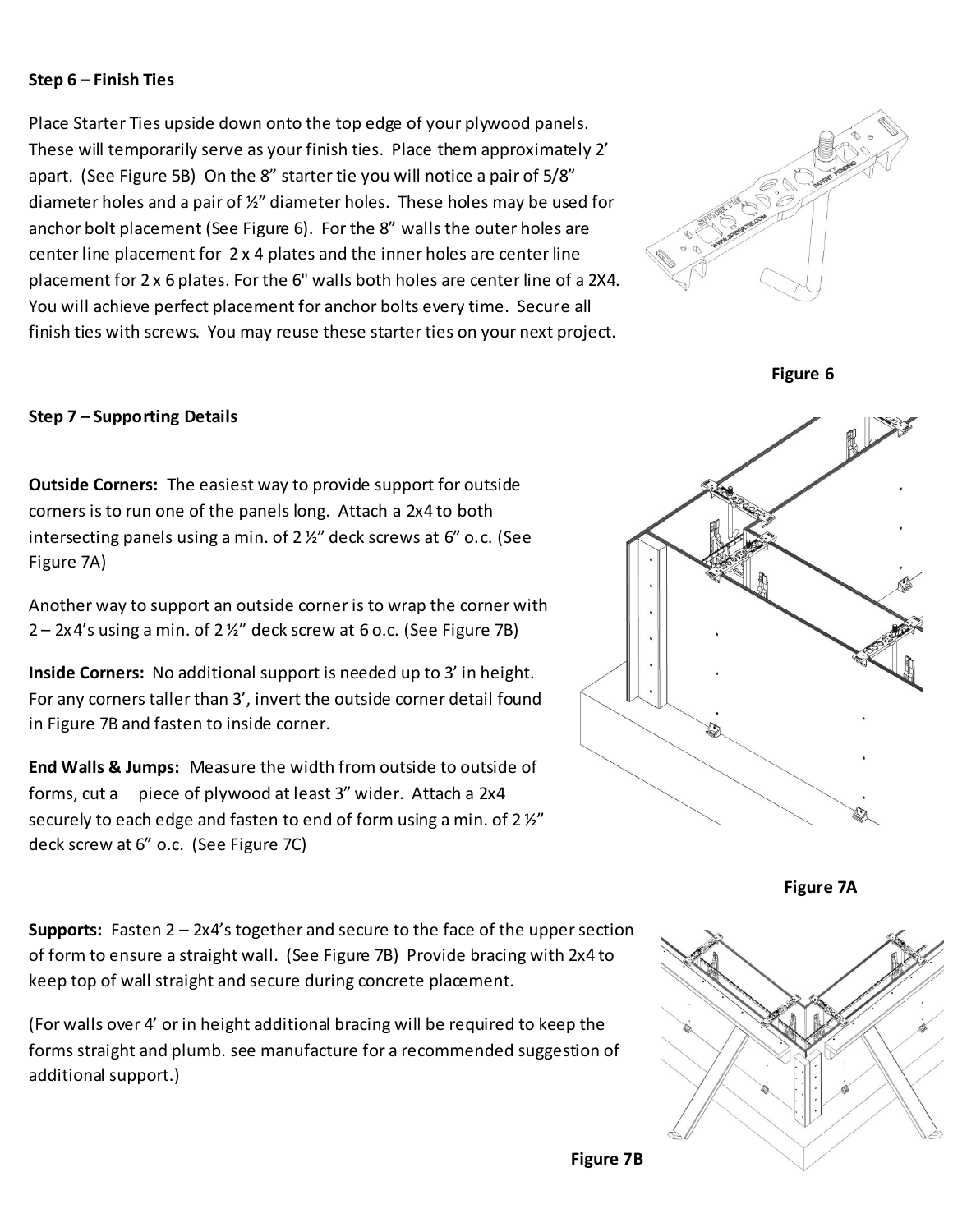**Step 6 – Finish Ties**

Place Starter Ties upside down onto the top edge of your plywood panels. These will temporarily serve as your finish ties. Place them approximately 2' apart. (See Figure 5B) On the 8" starter tie you will notice a pair of 5/8" diameter holes and a pair of ½" diameter holes. These holes may be used for anchor bolt placement (See Figure 6). For the 8" walls the outer holes are center line placement for 2 x 4 plates and the inner holes are center line placement for 2 x 6 plates. For the 6" walls both holes are center line of a 2X4. You will achieve perfect placement for anchor bolts every time. Secure all finish ties with screws. You may reuse these starter ties on your next project.

Figure 6

**Step 7 – Supporting Details**

**Outside Corners:** The easiest way to provide support for outside corners is to run one of the panels long. Attach a 2x4 to both intersecting panels using a min. of 2 ½" deck screws at 6" o.c. (See Figure 7A)

Another way to support an outside corner is to wrap the corner with 2 – 2x4's using a min. of 2 ½" deck screw at 6 o.c. (See Figure 7B)

**Inside Corners:** No additional support is needed up to 3' in height. For any corners taller than 3', invert the outside corner detail found in Figure 7B and fasten to inside corner.

**End Walls & Jumps:** Measure the width from outside to outside of forms, cut a piece of plywood at least 3" wider. Attach a 2x4 securely to each edge and fasten to end of form using a min. of 2 ½" deck screw at 6" o.c. (See Figure 7C)

Figure 7A

**Supports:** Fasten 2 – 2x4's together and secure to the face of the upper section of form to ensure a straight wall. (See Figure 7B) Provide bracing with 2x4 to keep top of wall straight and secure during concrete placement.

(For walls over 4' or in height additional bracing will be required to keep the forms straight and plumb. see manufacture for a recommended suggestion of additional support.)

Figure 7B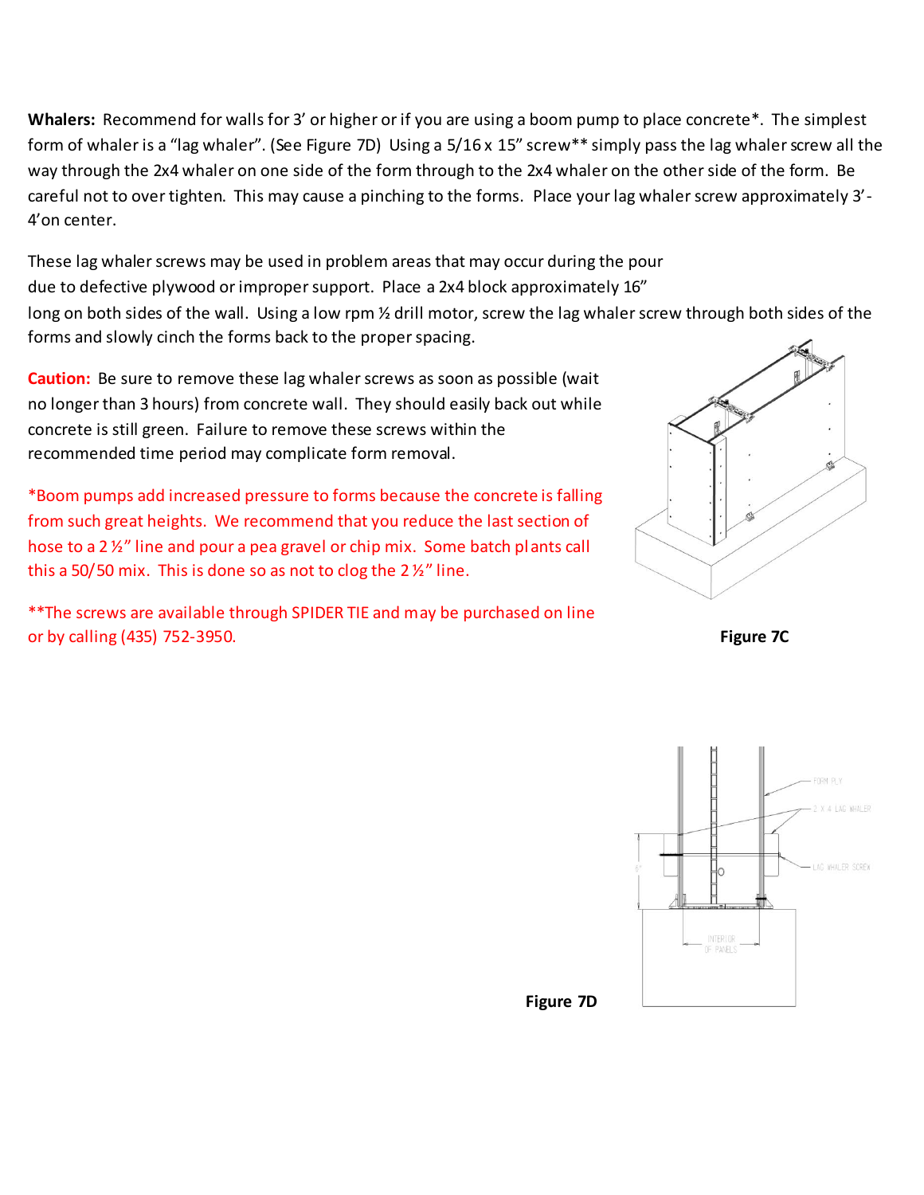**Whalers:** Recommend for walls for 3' or higher or if you are using a boom pump to place concrete*. The simplest form of whaler is a "lag whaler". (See Figure 7D) Using a 5/16 x 15" screw** simply pass the lag whaler screw all the way through the 2x4 whaler on one side of the form through to the 2x4 whaler on the other side of the form. Be careful not to over tighten. This may cause a pinching to the forms. Place your lag whaler screw approximately 3'-4' on center.

These lag whaler screws may be used in problem areas that may occur during the pour due to defective plywood or improper support. Place a 2x4 block approximately 16" long on both sides of the wall. Using a low rpm ½ drill motor, screw the lag whaler screw through both sides of the forms and slowly cinch the forms back to the proper spacing.

**Caution:** Be sure to remove these lag whaler screws as soon as possible (wait no longer than 3 hours) from concrete wall. They should easily back out while concrete is still green. Failure to remove these screws within the recommended time period may complicate form removal.

*Boom pumps add increased pressure to forms because the concrete is falling from such great heights. We recommend that you reduce the last section of hose to a 2 ½" line and pour a pea gravel or chip mix. Some batch plants call this a 50/50 mix. This is done so as not to clog the 2 ½" line.

**The screws are available through SPIDER TIE and may be purchased on line or by calling (435) 752-3950.

**Figure 7C**

**Figure 7D**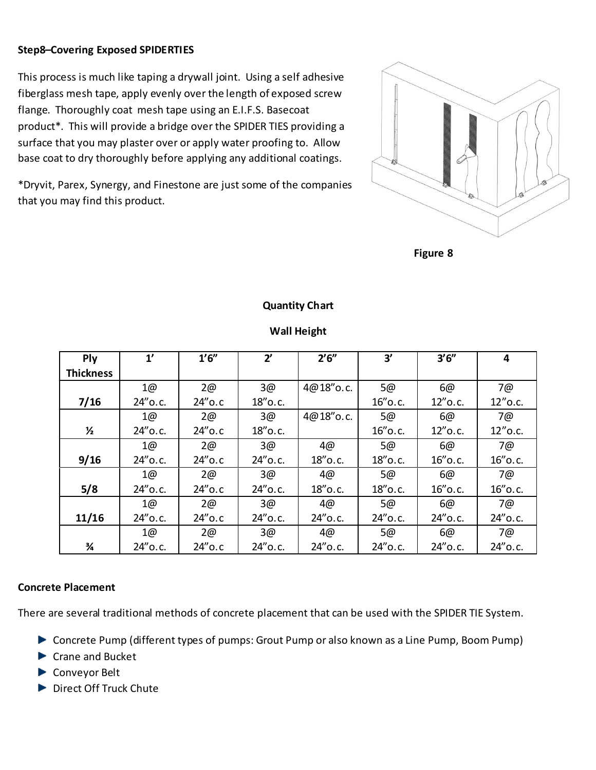**Step8–Covering Exposed SPIDERTIES**

This process is much like taping a drywall joint. Using a self adhesive fiberglass mesh tape, apply evenly over the length of exposed screw flange. Thoroughly coat mesh tape using an E.I.F.S. Basecoat product*. This will provide a bridge over the SPIDER TIES providing a surface that you may plaster over or apply water proofing to. Allow base coat to dry thoroughly before applying any additional coatings.

*Dryvit, Parex, Synergy, and Finestone are just some of the companies that you may find this product.

**Figure 8**

**Quantity Chart**

**Wall Height**

| Ply Thickness | 1' | 1'6" | 2' | 2'6" | 3' | 3'6" | 4 |
|---|---|---|---|---|---|---|---|
| 7/16 | 1@ 24"o.c. | 2@ 24"o.c | 3@ 18"o.c. | 4@18"o.c. | 5@ 16"o.c. | 6@ 12"o.c. | 7@ 12"o.c. |
| ½ | 1@ 24"o.c. | 2@ 24"o.c | 3@ 18"o.c. | 4@18"o.c. | 5@ 16"o.c. | 6@ 12"o.c. | 7@ 12"o.c. |
| 9/16 | 1@ 24"o.c. | 2@ 24"o.c | 3@ 24"o.c. | 4@ 18"o.c. | 5@ 18"o.c. | 6@ 16"o.c. | 7@ 16"o.c. |
| 5/8 | 1@ 24"o.c. | 2@ 24"o.c | 3@ 24"o.c. | 4@ 18"o.c. | 5@ 18"o.c. | 6@ 16"o.c. | 7@ 16"o.c. |
| 11/16 | 1@ 24"o.c. | 2@ 24"o.c | 3@ 24"o.c. | 4@ 24"o.c. | 5@ 24"o.c. | 6@ 24"o.c. | 7@ 24"o.c. |
| ¾ | 1@ 24"o.c. | 2@ 24"o.c | 3@ 24"o.c. | 4@ 24"o.c. | 5@ 24"o.c. | 6@ 24"o.c. | 7@ 24"o.c. |

**Concrete Placement**

There are several traditional methods of concrete placement that can be used with the SPIDER TIE System.

- Concrete Pump (different types of pumps: Grout Pump or also known as a Line Pump, Boom Pump)
- Crane and Bucket
- Conveyor Belt
- Direct Off Truck Chute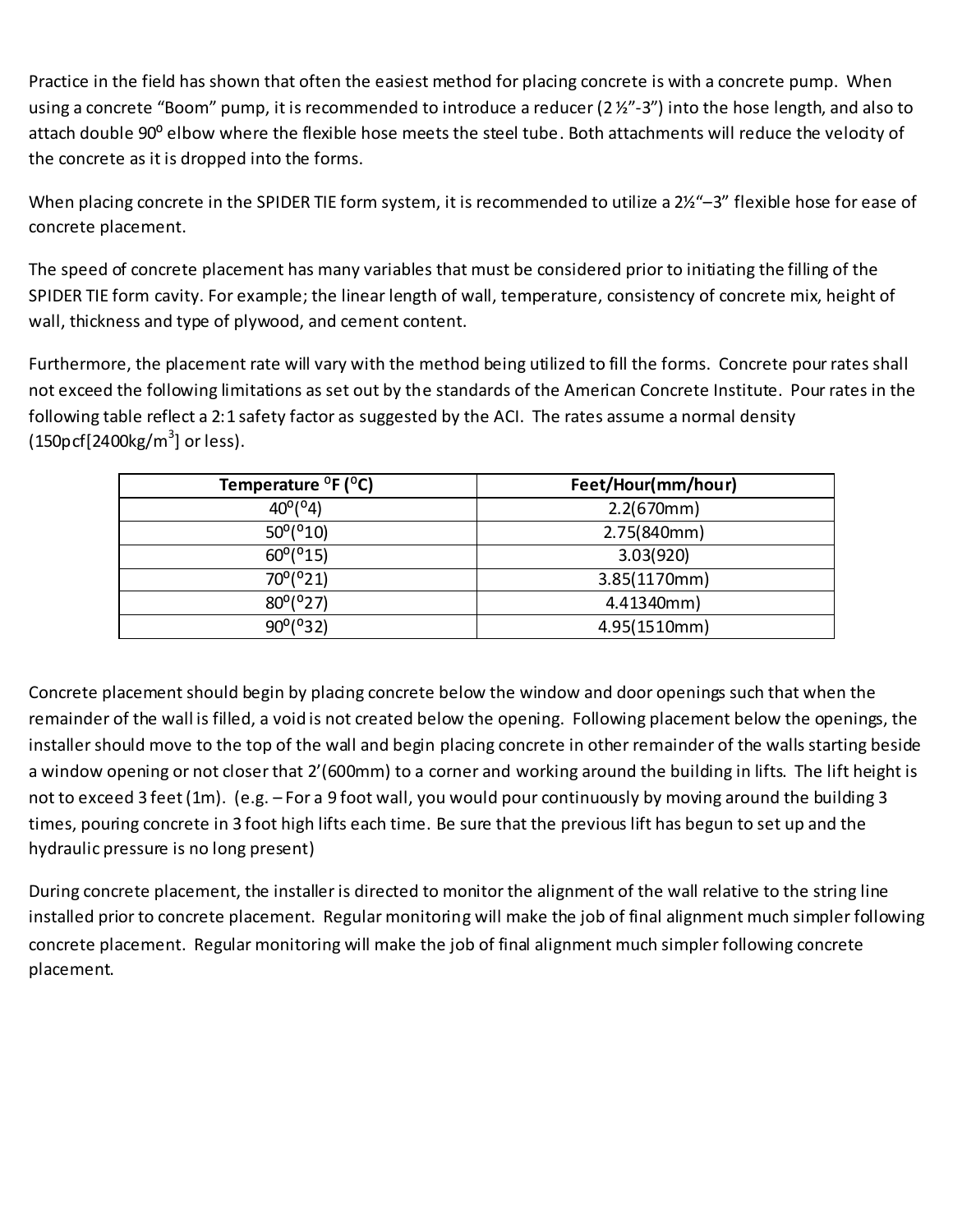Practice in the field has shown that often the easiest method for placing concrete is with a concrete pump. When using a concrete "Boom" pump, it is recommended to introduce a reducer (2 ½"-3") into the hose length, and also to attach double 90⁰ elbow where the flexible hose meets the steel tube. Both attachments will reduce the velocity of the concrete as it is dropped into the forms.

When placing concrete in the SPIDER TIE form system, it is recommended to utilize a 2½"–3" flexible hose for ease of concrete placement.

The speed of concrete placement has many variables that must be considered prior to initiating the filling of the SPIDER TIE form cavity. For example; the linear length of wall, temperature, consistency of concrete mix, height of wall, thickness and type of plywood, and cement content.

Furthermore, the placement rate will vary with the method being utilized to fill the forms. Concrete pour rates shall not exceed the following limitations as set out by the standards of the American Concrete Institute. Pour rates in the following table reflect a 2:1 safety factor as suggested by the ACI. The rates assume a normal density (150pcf[2400kg/$m^3$] or less).

| Temperature ⁰F (⁰C) | Feet/Hour(mm/hour) |
|---|---|
| 40⁰(⁰4) | 2.2(670mm) |
| 50⁰(⁰10) | 2.75(840mm) |
| 60⁰(⁰15) | 3.03(920) |
| 70⁰(⁰21) | 3.85(1170mm) |
| 80⁰(⁰27) | 4.41340mm) |
| 90⁰(⁰32) | 4.95(1510mm) |

Concrete placement should begin by placing concrete below the window and door openings such that when the remainder of the wall is filled, a void is not created below the opening. Following placement below the openings, the installer should move to the top of the wall and begin placing concrete in other remainder of the walls starting beside a window opening or not closer that 2'(600mm) to a corner and working around the building in lifts. The lift height is not to exceed 3 feet (1m). (e.g. – For a 9 foot wall, you would pour continuously by moving around the building 3 times, pouring concrete in 3 foot high lifts each time. Be sure that the previous lift has begun to set up and the hydraulic pressure is no long present)

During concrete placement, the installer is directed to monitor the alignment of the wall relative to the string line installed prior to concrete placement. Regular monitoring will make the job of final alignment much simpler following concrete placement. Regular monitoring will make the job of final alignment much simpler following concrete placement.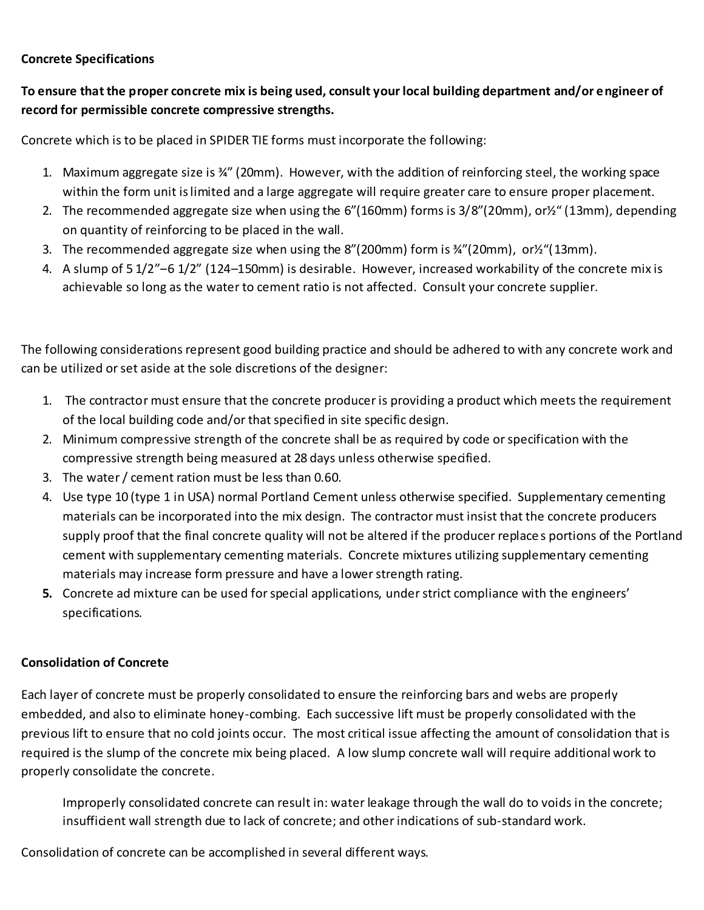**Concrete Specifications**

**To ensure that the proper concrete mix is being used, consult your local building department and/or engineer of record for permissible concrete compressive strengths.**

Concrete which is to be placed in SPIDER TIE forms must incorporate the following:

1. Maximum aggregate size is ¾" (20mm). However, with the addition of reinforcing steel, the working space within the form unit is limited and a large aggregate will require greater care to ensure proper placement.
2. The recommended aggregate size when using the 6"(160mm) forms is 3/8"(20mm), or½" (13mm), depending on quantity of reinforcing to be placed in the wall.
3. The recommended aggregate size when using the 8"(200mm) form is ¾"(20mm), or½"(13mm).
4. A slump of 5 1/2"–6 1/2" (124–150mm) is desirable. However, increased workability of the concrete mix is achievable so long as the water to cement ratio is not affected. Consult your concrete supplier.

The following considerations represent good building practice and should be adhered to with any concrete work and can be utilized or set aside at the sole discretions of the designer:

1. The contractor must ensure that the concrete producer is providing a product which meets the requirement of the local building code and/or that specified in site specific design.
2. Minimum compressive strength of the concrete shall be as required by code or specification with the compressive strength being measured at 28 days unless otherwise specified.
3. The water / cement ration must be less than 0.60.
4. Use type 10 (type 1 in USA) normal Portland Cement unless otherwise specified. Supplementary cementing materials can be incorporated into the mix design. The contractor must insist that the concrete producers supply proof that the final concrete quality will not be altered if the producer replaces portions of the Portland cement with supplementary cementing materials. Concrete mixtures utilizing supplementary cementing materials may increase form pressure and have a lower strength rating.
5. Concrete ad mixture can be used for special applications, under strict compliance with the engineers' specifications.

**Consolidation of Concrete**

Each layer of concrete must be properly consolidated to ensure the reinforcing bars and webs are properly embedded, and also to eliminate honey-combing. Each successive lift must be properly consolidated with the previous lift to ensure that no cold joints occur. The most critical issue affecting the amount of consolidation that is required is the slump of the concrete mix being placed. A low slump concrete wall will require additional work to properly consolidate the concrete.

> Improperly consolidated concrete can result in: water leakage through the wall do to voids in the concrete; insufficient wall strength due to lack of concrete; and other indications of sub-standard work.

Consolidation of concrete can be accomplished in several different ways.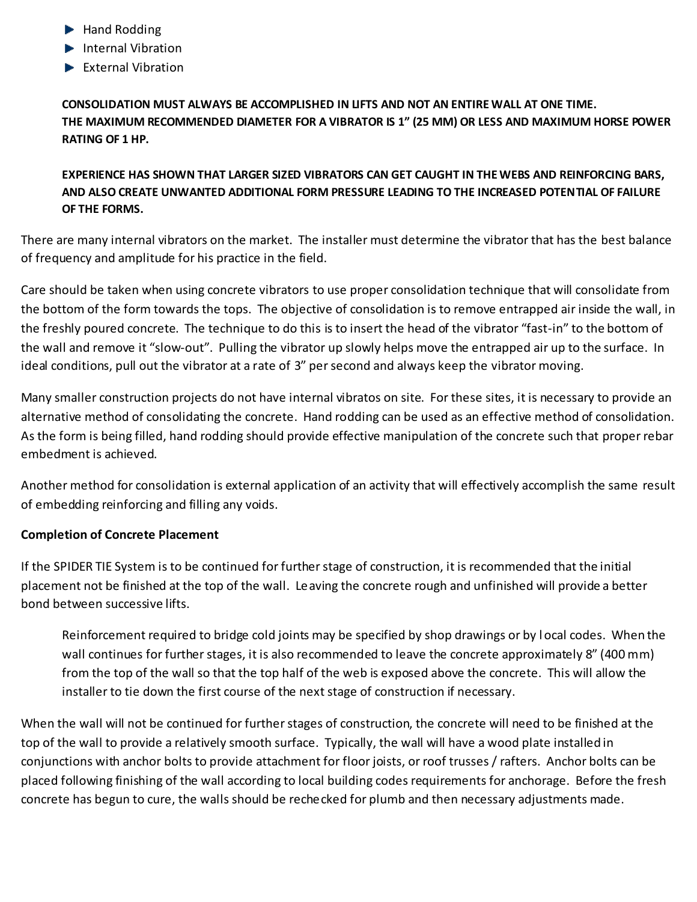- Hand Rodding
- Internal Vibration
- External Vibration

> **CONSOLIDATION MUST ALWAYS BE ACCOMPLISHED IN LIFTS AND NOT AN ENTIRE WALL AT ONE TIME. THE MAXIMUM RECOMMENDED DIAMETER FOR A VIBRATOR IS 1" (25 MM) OR LESS AND MAXIMUM HORSE POWER RATING OF 1 HP.**
>
> **EXPERIENCE HAS SHOWN THAT LARGER SIZED VIBRATORS CAN GET CAUGHT IN THE WEBS AND REINFORCING BARS, AND ALSO CREATE UNWANTED ADDITIONAL FORM PRESSURE LEADING TO THE INCREASED POTENTIAL OF FAILURE OF THE FORMS.**

There are many internal vibrators on the market. The installer must determine the vibrator that has the best balance of frequency and amplitude for his practice in the field.

Care should be taken when using concrete vibrators to use proper consolidation technique that will consolidate from the bottom of the form towards the tops. The objective of consolidation is to remove entrapped air inside the wall, in the freshly poured concrete. The technique to do this is to insert the head of the vibrator "fast-in" to the bottom of the wall and remove it "slow-out". Pulling the vibrator up slowly helps move the entrapped air up to the surface. In ideal conditions, pull out the vibrator at a rate of 3" per second and always keep the vibrator moving.

Many smaller construction projects do not have internal vibratos on site. For these sites, it is necessary to provide an alternative method of consolidating the concrete. Hand rodding can be used as an effective method of consolidation. As the form is being filled, hand rodding should provide effective manipulation of the concrete such that proper rebar embedment is achieved.

Another method for consolidation is external application of an activity that will effectively accomplish the same result of embedding reinforcing and filling any voids.

**Completion of Concrete Placement**

If the SPIDER TIE System is to be continued for further stage of construction, it is recommended that the initial placement not be finished at the top of the wall. Leaving the concrete rough and unfinished will provide a better bond between successive lifts.

> Reinforcement required to bridge cold joints may be specified by shop drawings or by local codes. When the wall continues for further stages, it is also recommended to leave the concrete approximately 8" (400 mm) from the top of the wall so that the top half of the web is exposed above the concrete. This will allow the installer to tie down the first course of the next stage of construction if necessary.

When the wall will not be continued for further stages of construction, the concrete will need to be finished at the top of the wall to provide a relatively smooth surface. Typically, the wall will have a wood plate installed in conjunctions with anchor bolts to provide attachment for floor joists, or roof trusses / rafters. Anchor bolts can be placed following finishing of the wall according to local building codes requirements for anchorage. Before the fresh concrete has begun to cure, the walls should be rechecked for plumb and then necessary adjustments made.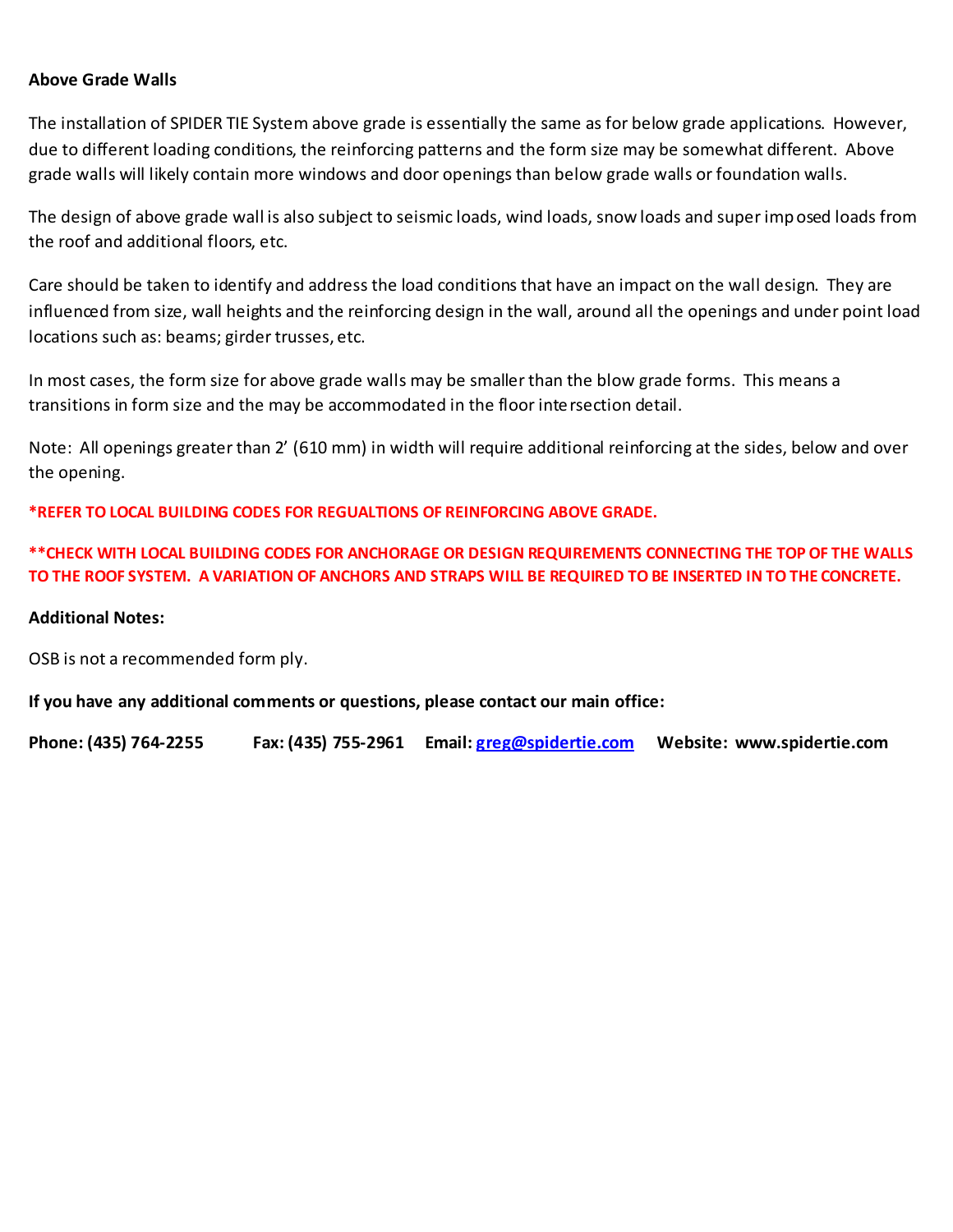**Above Grade Walls**

The installation of SPIDER TIE System above grade is essentially the same as for below grade applications. However, due to different loading conditions, the reinforcing patterns and the form size may be somewhat different. Above grade walls will likely contain more windows and door openings than below grade walls or foundation walls.

The design of above grade wall is also subject to seismic loads, wind loads, snow loads and super imposed loads from the roof and additional floors, etc.

Care should be taken to identify and address the load conditions that have an impact on the wall design. They are influenced from size, wall heights and the reinforcing design in the wall, around all the openings and under point load locations such as: beams; girder trusses, etc.

In most cases, the form size for above grade walls may be smaller than the blow grade forms. This means a transitions in form size and the may be accommodated in the floor intersection detail.

Note: All openings greater than 2' (610 mm) in width will require additional reinforcing at the sides, below and over the opening.

**\*REFER TO LOCAL BUILDING CODES FOR REGUALTIONS OF REINFORCING ABOVE GRADE.**

**\*\*CHECK WITH LOCAL BUILDING CODES FOR ANCHORAGE OR DESIGN REQUIREMENTS CONNECTING THE TOP OF THE WALLS TO THE ROOF SYSTEM. A VARIATION OF ANCHORS AND STRAPS WILL BE REQUIRED TO BE INSERTED IN TO THE CONCRETE.**

**Additional Notes:**

OSB is not a recommended form ply.

**If you have any additional comments or questions, please contact our main office:**

**Phone: (435) 764-2255 Fax: (435) 755-2961 Email: [greg@spidertie.com](mailto:greg@spidertie.com) Website: www.spidertie.com**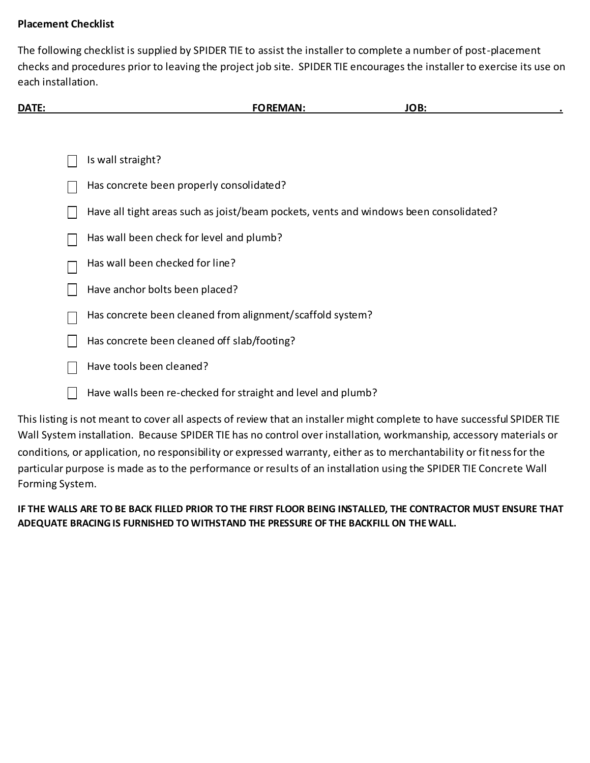**Placement Checklist**

The following checklist is supplied by SPIDER TIE to assist the installer to complete a number of post-placement checks and procedures prior to leaving the project job site. SPIDER TIE encourages the installer to exercise its use on each installation.

**DATE: \_\_\_\_\_\_\_\_\_\_\_\_\_\_\_\_\_\_\_\_ FOREMAN: \_\_\_\_\_\_\_\_\_\_\_\_ JOB: \_\_\_\_\_\_\_\_\_\_\_\_\_\_\_\_.**

- ☐ Is wall straight?
- ☐ Has concrete been properly consolidated?
- ☐ Have all tight areas such as joist/beam pockets, vents and windows been consolidated?
- ☐ Has wall been check for level and plumb?
- ☐ Has wall been checked for line?
- ☐ Have anchor bolts been placed?
- ☐ Has concrete been cleaned from alignment/scaffold system?
- ☐ Has concrete been cleaned off slab/footing?
- ☐ Have tools been cleaned?
- ☐ Have walls been re-checked for straight and level and plumb?

This listing is not meant to cover all aspects of review that an installer might complete to have successful SPIDER TIE Wall System installation. Because SPIDER TIE has no control over installation, workmanship, accessory materials or conditions, or application, no responsibility or expressed warranty, either as to merchantability or fitness for the particular purpose is made as to the performance or results of an installation using the SPIDER TIE Concrete Wall Forming System.

**IF THE WALLS ARE TO BE BACK FILLED PRIOR TO THE FIRST FLOOR BEING INSTALLED, THE CONTRACTOR MUST ENSURE THAT ADEQUATE BRACING IS FURNISHED TO WITHSTAND THE PRESSURE OF THE BACKFILL ON THE WALL.**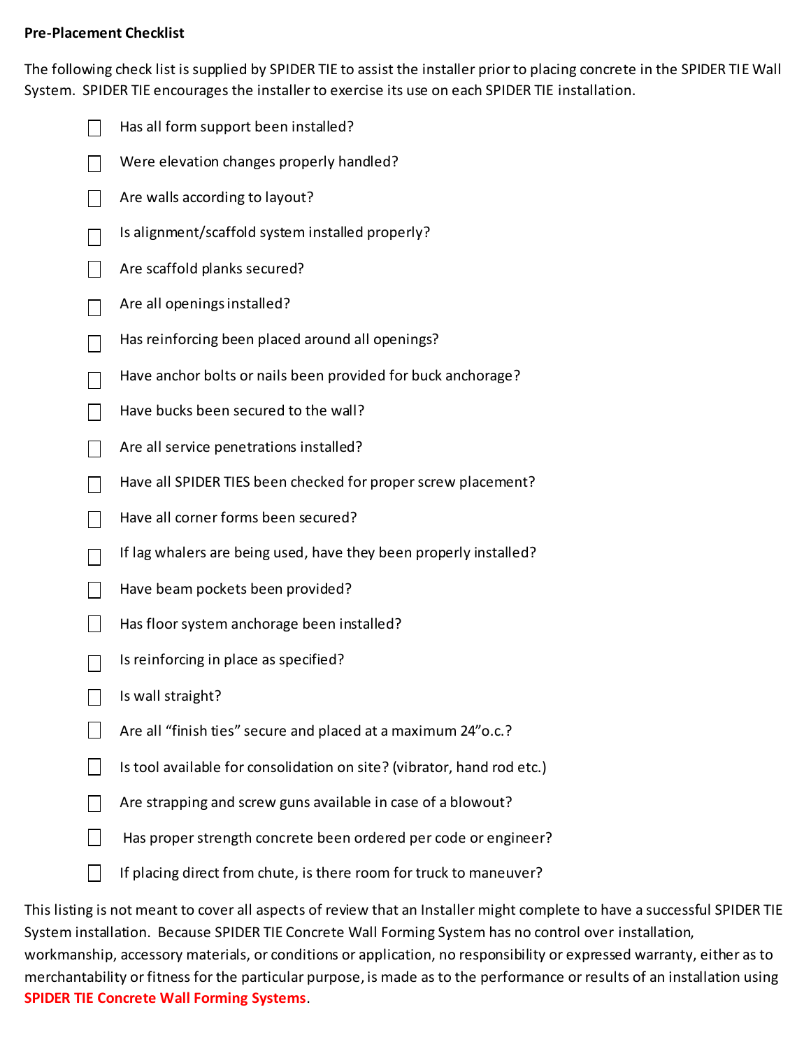**Pre-Placement Checklist**

The following check list is supplied by SPIDER TIE to assist the installer prior to placing concrete in the SPIDER TIE Wall System. SPIDER TIE encourages the installer to exercise its use on each SPIDER TIE installation.

- [ ] Has all form support been installed?
- [ ] Were elevation changes properly handled?
- [ ] Are walls according to layout?
- [ ] Is alignment/scaffold system installed properly?
- [ ] Are scaffold planks secured?
- [ ] Are all openings installed?
- [ ] Has reinforcing been placed around all openings?
- [ ] Have anchor bolts or nails been provided for buck anchorage?
- [ ] Have bucks been secured to the wall?
- [ ] Are all service penetrations installed?
- [ ] Have all SPIDER TIES been checked for proper screw placement?
- [ ] Have all corner forms been secured?
- [ ] If lag whalers are being used, have they been properly installed?
- [ ] Have beam pockets been provided?
- [ ] Has floor system anchorage been installed?
- [ ] Is reinforcing in place as specified?
- [ ] Is wall straight?
- [ ] Are all "finish ties" secure and placed at a maximum 24"o.c.?
- [ ] Is tool available for consolidation on site? (vibrator, hand rod etc.)
- [ ] Are strapping and screw guns available in case of a blowout?
- [ ] Has proper strength concrete been ordered per code or engineer?
- [ ] If placing direct from chute, is there room for truck to maneuver?

This listing is not meant to cover all aspects of review that an Installer might complete to have a successful SPIDER TIE System installation. Because SPIDER TIE Concrete Wall Forming System has no control over installation, workmanship, accessory materials, or conditions or application, no responsibility or expressed warranty, either as to merchantability or fitness for the particular purpose, is made as to the performance or results of an installation using **SPIDER TIE Concrete Wall Forming Systems**.